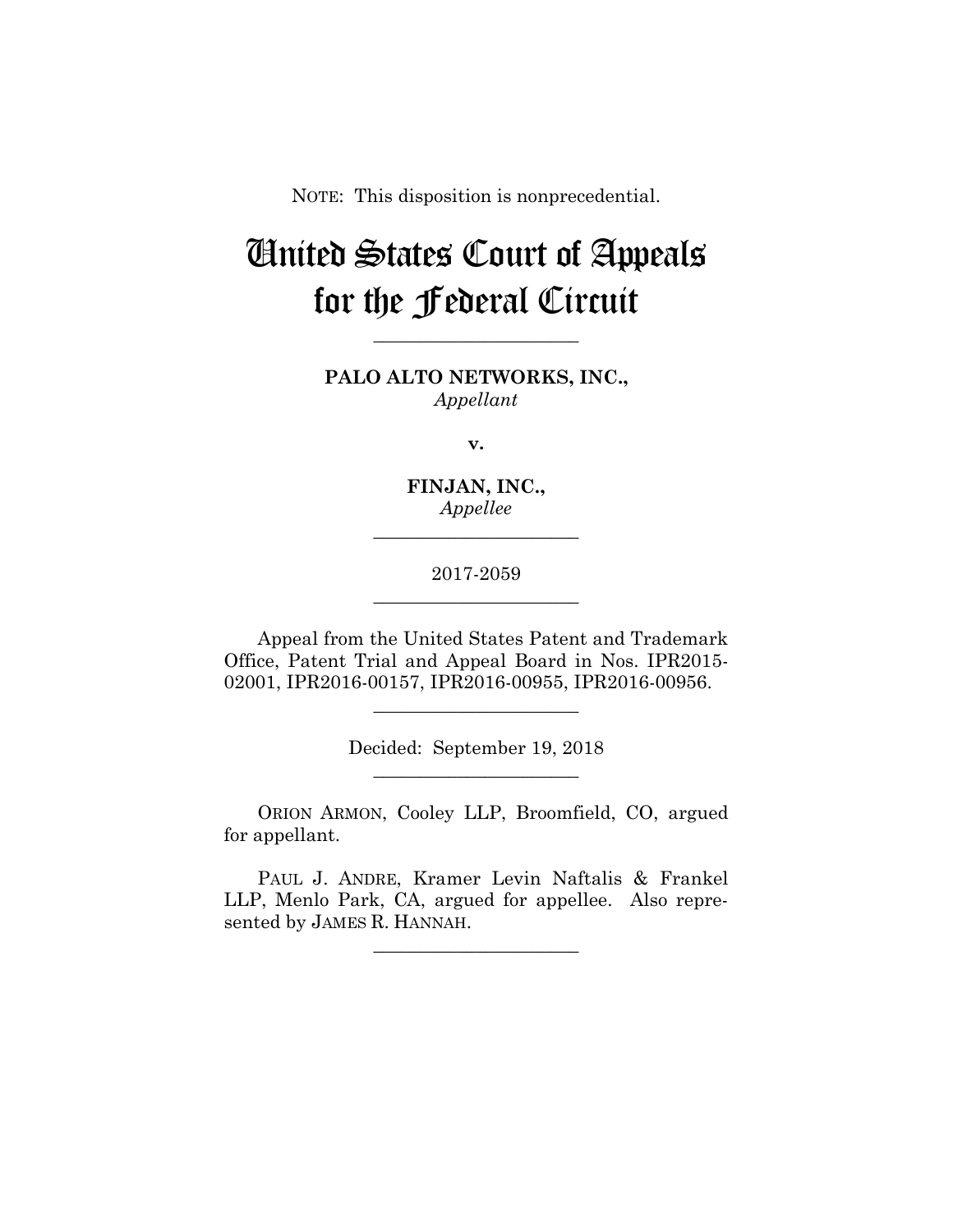NOTE: This disposition is nonprecedential.

# United States Court of Appeals for the Federal Circuit

______________________

**PALO ALTO NETWORKS, INC.,**
*Appellant*

**v.**

**FINJAN, INC.,**
*Appellee*

______________________

2017-2059

______________________

Appeal from the United States Patent and Trademark Office, Patent Trial and Appeal Board in Nos. IPR2015-02001, IPR2016-00157, IPR2016-00955, IPR2016-00956.

______________________

Decided: September 19, 2018

______________________

ORION ARMON, Cooley LLP, Broomfield, CO, argued for appellant.

PAUL J. ANDRE, Kramer Levin Naftalis & Frankel LLP, Menlo Park, CA, argued for appellee. Also represented by JAMES R. HANNAH.

______________________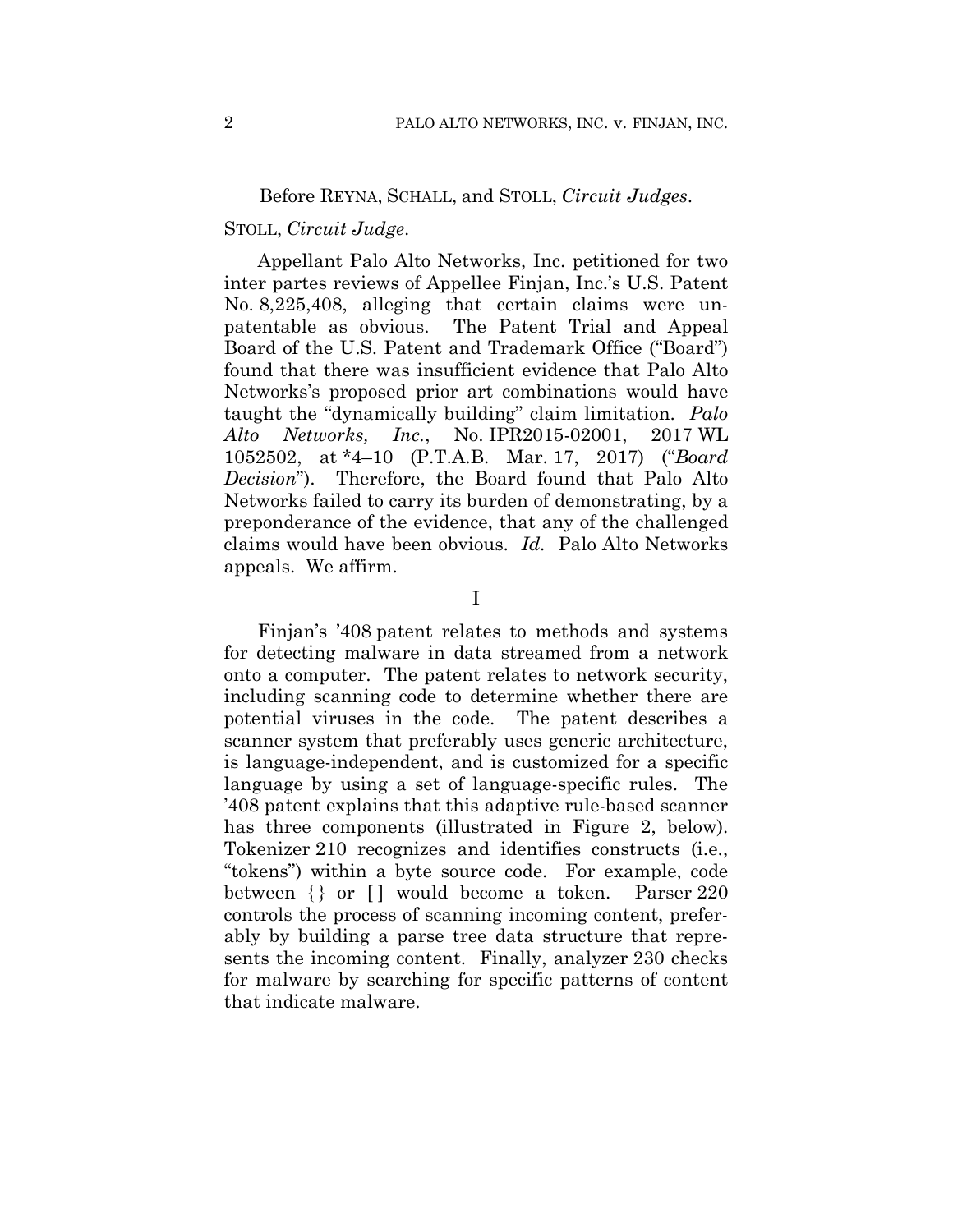Before REYNA, SCHALL, and STOLL, *Circuit Judges*.

STOLL, *Circuit Judge*.

Appellant Palo Alto Networks, Inc. petitioned for two inter partes reviews of Appellee Finjan, Inc.'s U.S. Patent No. 8,225,408, alleging that certain claims were unpatentable as obvious. The Patent Trial and Appeal Board of the U.S. Patent and Trademark Office ("Board") found that there was insufficient evidence that Palo Alto Networks's proposed prior art combinations would have taught the "dynamically building" claim limitation. *Palo Alto Networks, Inc.*, No. IPR2015-02001, 2017 WL 1052502, at *4–10 (P.T.A.B. Mar. 17, 2017) ("*Board Decision*"). Therefore, the Board found that Palo Alto Networks failed to carry its burden of demonstrating, by a preponderance of the evidence, that any of the challenged claims would have been obvious. *Id.* Palo Alto Networks appeals. We affirm.

I

Finjan's '408 patent relates to methods and systems for detecting malware in data streamed from a network onto a computer. The patent relates to network security, including scanning code to determine whether there are potential viruses in the code. The patent describes a scanner system that preferably uses generic architecture, is language-independent, and is customized for a specific language by using a set of language-specific rules. The '408 patent explains that this adaptive rule-based scanner has three components (illustrated in Figure 2, below). Tokenizer 210 recognizes and identifies constructs (i.e., "tokens") within a byte source code. For example, code between {} or [] would become a token. Parser 220 controls the process of scanning incoming content, preferably by building a parse tree data structure that represents the incoming content. Finally, analyzer 230 checks for malware by searching for specific patterns of content that indicate malware.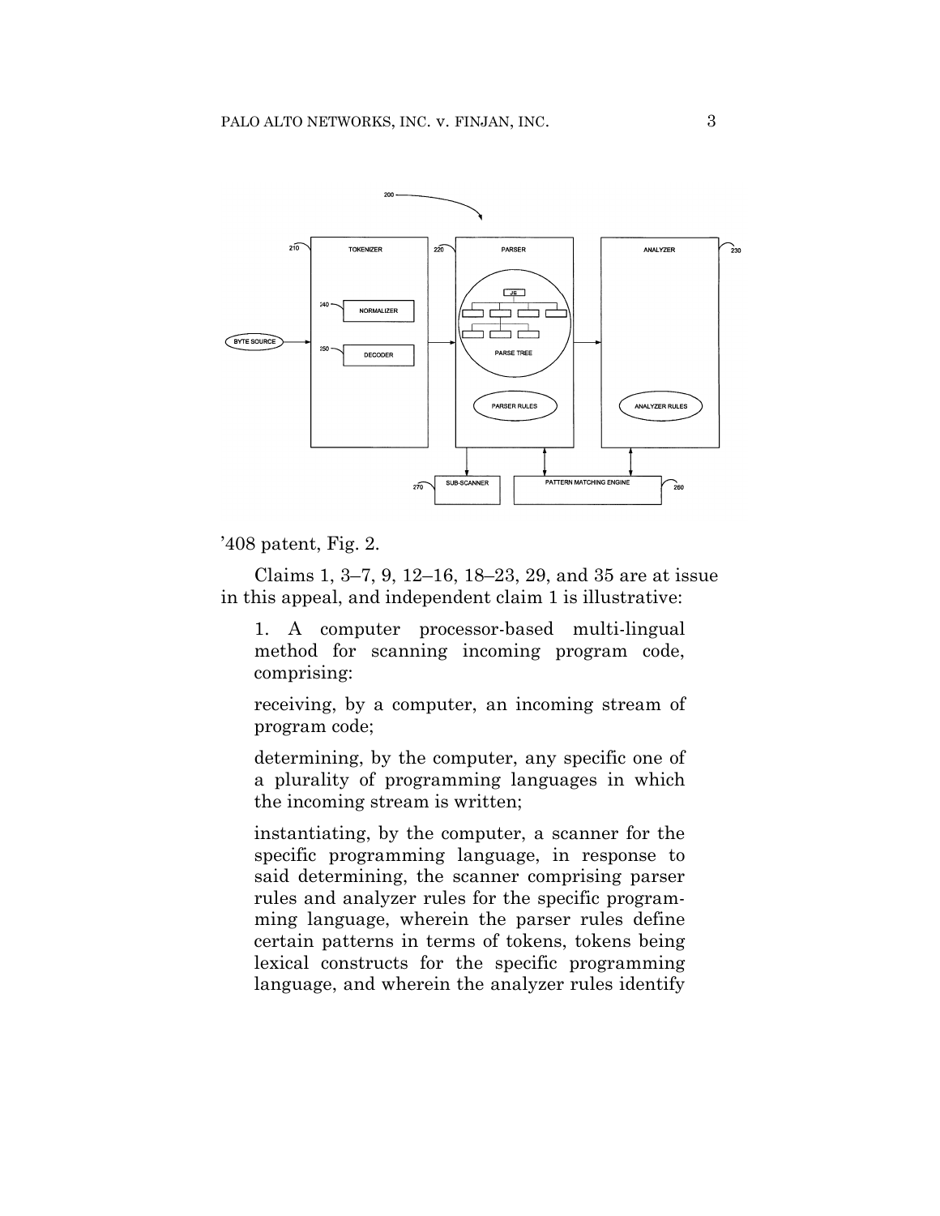'408 patent, Fig. 2.

Claims 1, 3–7, 9, 12–16, 18–23, 29, and 35 are at issue in this appeal, and independent claim 1 is illustrative:

> 1. A computer processor-based multi-lingual method for scanning incoming program code, comprising:
>
> receiving, by a computer, an incoming stream of program code;
>
> determining, by the computer, any specific one of a plurality of programming languages in which the incoming stream is written;
>
> instantiating, by the computer, a scanner for the specific programming language, in response to said determining, the scanner comprising parser rules and analyzer rules for the specific programming language, wherein the parser rules define certain patterns in terms of tokens, tokens being lexical constructs for the specific programming language, and wherein the analyzer rules identify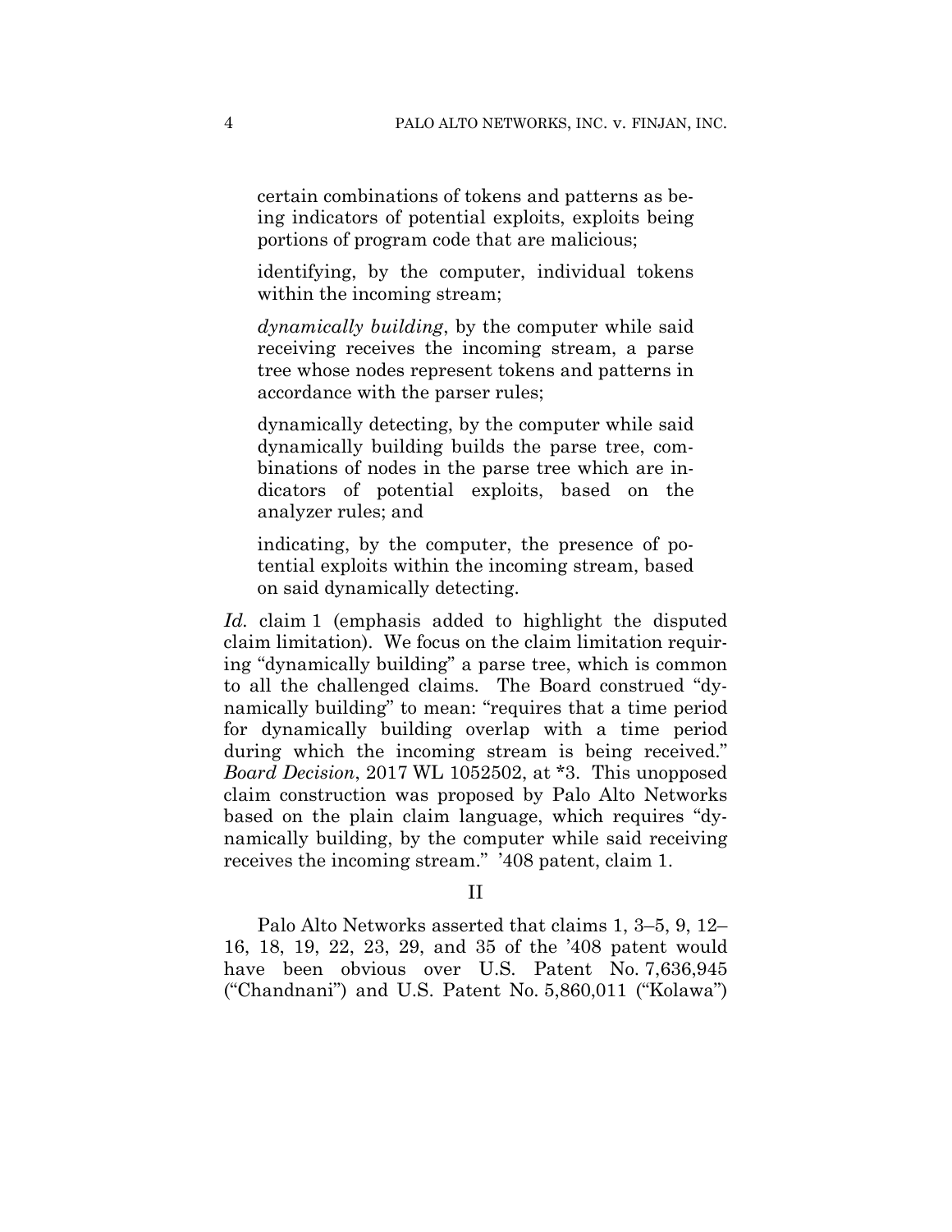> certain combinations of tokens and patterns as being indicators of potential exploits, exploits being portions of program code that are malicious;
>
> identifying, by the computer, individual tokens within the incoming stream;
>
> *dynamically building*, by the computer while said receiving receives the incoming stream, a parse tree whose nodes represent tokens and patterns in accordance with the parser rules;
>
> dynamically detecting, by the computer while said dynamically building builds the parse tree, combinations of nodes in the parse tree which are indicators of potential exploits, based on the analyzer rules; and
>
> indicating, by the computer, the presence of potential exploits within the incoming stream, based on said dynamically detecting.

*Id.* claim 1 (emphasis added to highlight the disputed claim limitation). We focus on the claim limitation requiring "dynamically building" a parse tree, which is common to all the challenged claims. The Board construed "dynamically building" to mean: "requires that a time period for dynamically building overlap with a time period during which the incoming stream is being received." *Board Decision*, 2017 WL 1052502, at *3. This unopposed claim construction was proposed by Palo Alto Networks based on the plain claim language, which requires "dynamically building, by the computer while said receiving receives the incoming stream." '408 patent, claim 1.

## II

Palo Alto Networks asserted that claims 1, 3–5, 9, 12–16, 18, 19, 22, 23, 29, and 35 of the '408 patent would have been obvious over U.S. Patent No. 7,636,945 ("Chandnani") and U.S. Patent No. 5,860,011 ("Kolawa")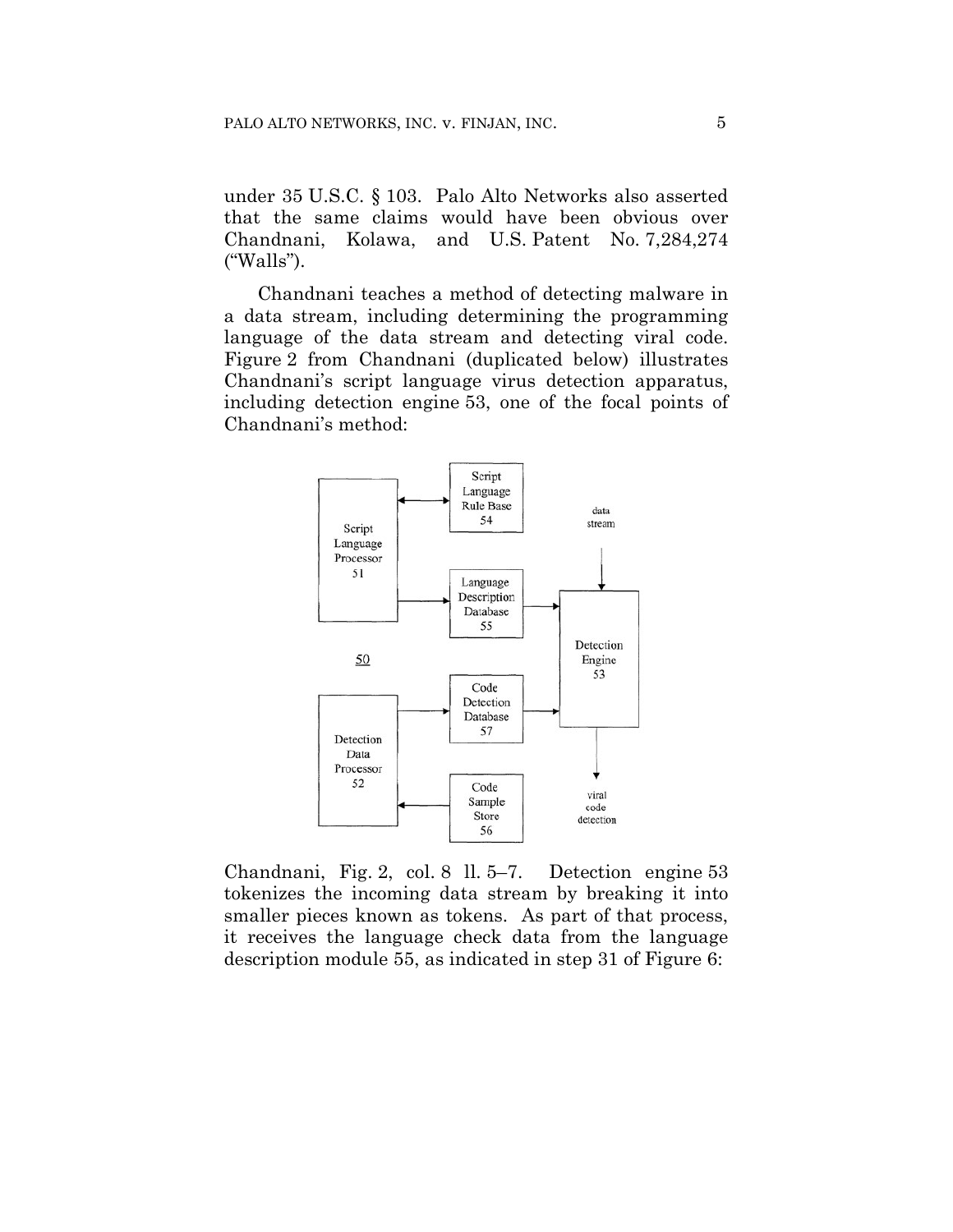under 35 U.S.C. § 103. Palo Alto Networks also asserted that the same claims would have been obvious over Chandnani, Kolawa, and U.S. Patent No. 7,284,274 ("Walls").

Chandnani teaches a method of detecting malware in a data stream, including determining the programming language of the data stream and detecting viral code. Figure 2 from Chandnani (duplicated below) illustrates Chandnani's script language virus detection apparatus, including detection engine 53, one of the focal points of Chandnani's method:

Script Language Processor 51

Script Language Rule Base 54

Language Description Database 55

data stream

Detection Engine 53

50

Code Detection Database 57

Detection Data Processor 52

Code Sample Store 56

viral code detection

Chandnani, Fig. 2, col. 8 ll. 5–7. Detection engine 53 tokenizes the incoming data stream by breaking it into smaller pieces known as tokens. As part of that process, it receives the language check data from the language description module 55, as indicated in step 31 of Figure 6: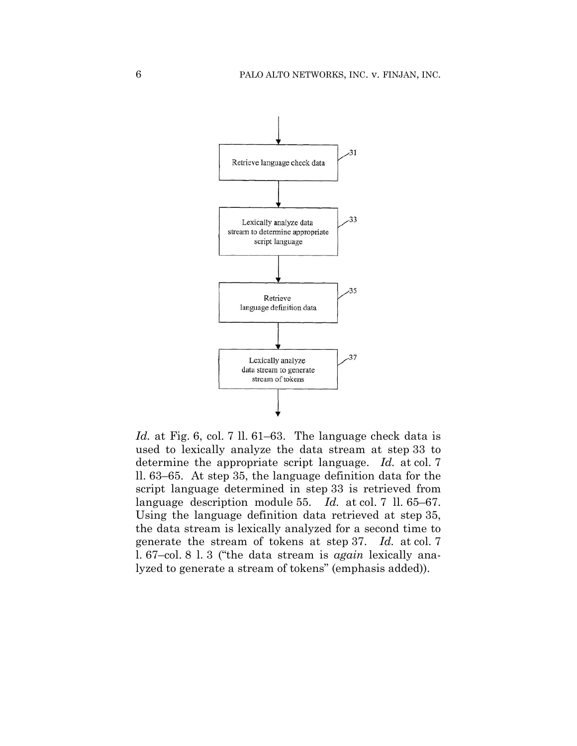Retrieve language check data

31

Lexically analyze data stream to determine appropriate script language

33

Retrieve language definition data

35

Lexically analyze data stream to generate stream of tokens

37

*Id.* at Fig. 6, col. 7 ll. 61–63. The language check data is used to lexically analyze the data stream at step 33 to determine the appropriate script language. *Id.* at col. 7 ll. 63–65. At step 35, the language definition data for the script language determined in step 33 is retrieved from language description module 55. *Id.* at col. 7 ll. 65–67. Using the language definition data retrieved at step 35, the data stream is lexically analyzed for a second time to generate the stream of tokens at step 37. *Id.* at col. 7 l. 67–col. 8 l. 3 ("the data stream is *again* lexically analyzed to generate a stream of tokens" (emphasis added)).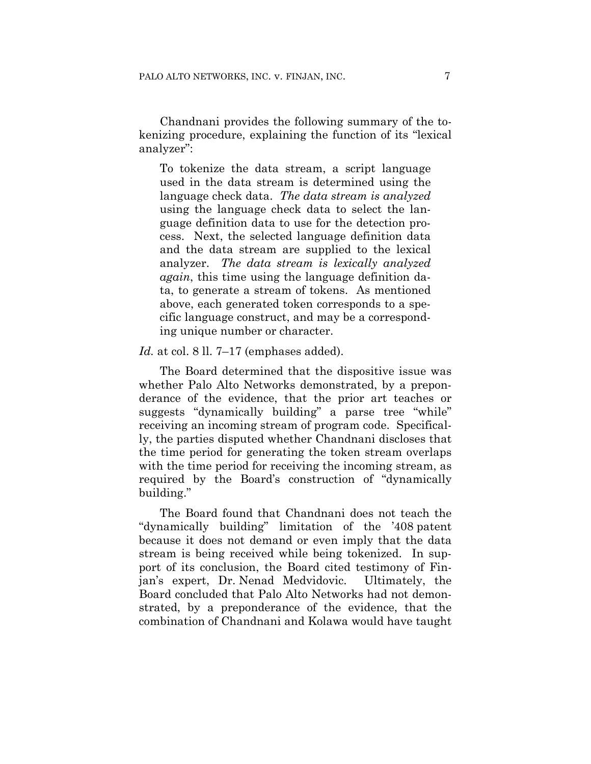Chandnani provides the following summary of the tokenizing procedure, explaining the function of its "lexical analyzer":

> To tokenize the data stream, a script language used in the data stream is determined using the language check data. *The data stream is analyzed* using the language check data to select the language definition data to use for the detection process. Next, the selected language definition data and the data stream are supplied to the lexical analyzer. *The data stream is lexically analyzed again*, this time using the language definition data, to generate a stream of tokens. As mentioned above, each generated token corresponds to a specific language construct, and may be a corresponding unique number or character.

*Id.* at col. 8 ll. 7–17 (emphases added).

The Board determined that the dispositive issue was whether Palo Alto Networks demonstrated, by a preponderance of the evidence, that the prior art teaches or suggests "dynamically building" a parse tree "while" receiving an incoming stream of program code. Specifically, the parties disputed whether Chandnani discloses that the time period for generating the token stream overlaps with the time period for receiving the incoming stream, as required by the Board's construction of "dynamically building."

The Board found that Chandnani does not teach the "dynamically building" limitation of the '408 patent because it does not demand or even imply that the data stream is being received while being tokenized. In support of its conclusion, the Board cited testimony of Finjan's expert, Dr. Nenad Medvidovic. Ultimately, the Board concluded that Palo Alto Networks had not demonstrated, by a preponderance of the evidence, that the combination of Chandnani and Kolawa would have taught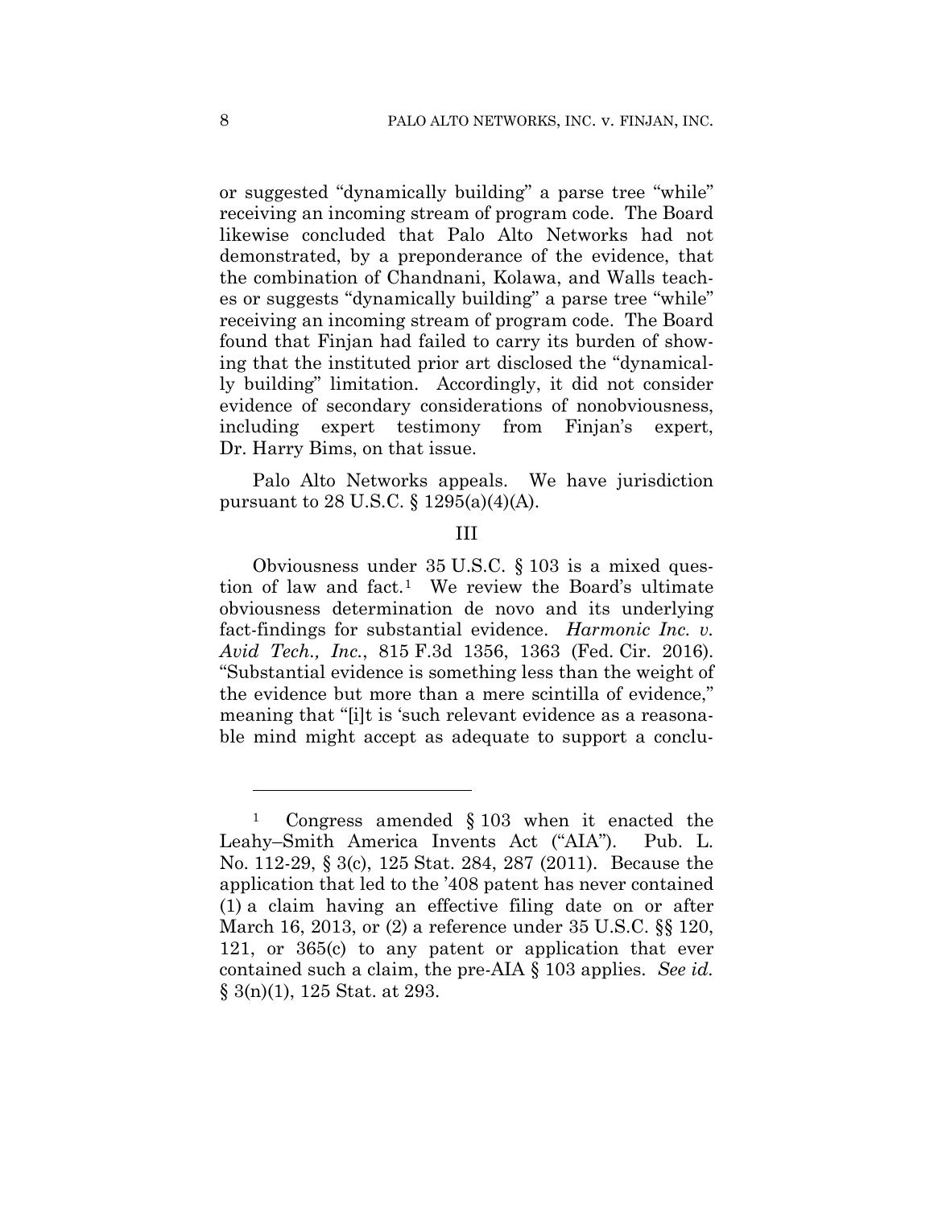or suggested "dynamically building" a parse tree "while" receiving an incoming stream of program code. The Board likewise concluded that Palo Alto Networks had not demonstrated, by a preponderance of the evidence, that the combination of Chandnani, Kolawa, and Walls teaches or suggests "dynamically building" a parse tree "while" receiving an incoming stream of program code. The Board found that Finjan had failed to carry its burden of showing that the instituted prior art disclosed the "dynamically building" limitation. Accordingly, it did not consider evidence of secondary considerations of nonobviousness, including expert testimony from Finjan's expert, Dr. Harry Bims, on that issue.

Palo Alto Networks appeals. We have jurisdiction pursuant to 28 U.S.C. § 1295(a)(4)(A).

## III

Obviousness under 35 U.S.C. § 103 is a mixed question of law and fact.[1] We review the Board's ultimate obviousness determination de novo and its underlying fact-findings for substantial evidence. *Harmonic Inc. v. Avid Tech., Inc.*, 815 F.3d 1356, 1363 (Fed. Cir. 2016). "Substantial evidence is something less than the weight of the evidence but more than a mere scintilla of evidence," meaning that "[i]t is 'such relevant evidence as a reasonable mind might accept as adequate to support a conclu-

---

[1] Congress amended § 103 when it enacted the Leahy–Smith America Invents Act ("AIA"). Pub. L. No. 112-29, § 3(c), 125 Stat. 284, 287 (2011). Because the application that led to the '408 patent has never contained (1) a claim having an effective filing date on or after March 16, 2013, or (2) a reference under 35 U.S.C. §§ 120, 121, or 365(c) to any patent or application that ever contained such a claim, the pre-AIA § 103 applies. *See id.* § 3(n)(1), 125 Stat. at 293.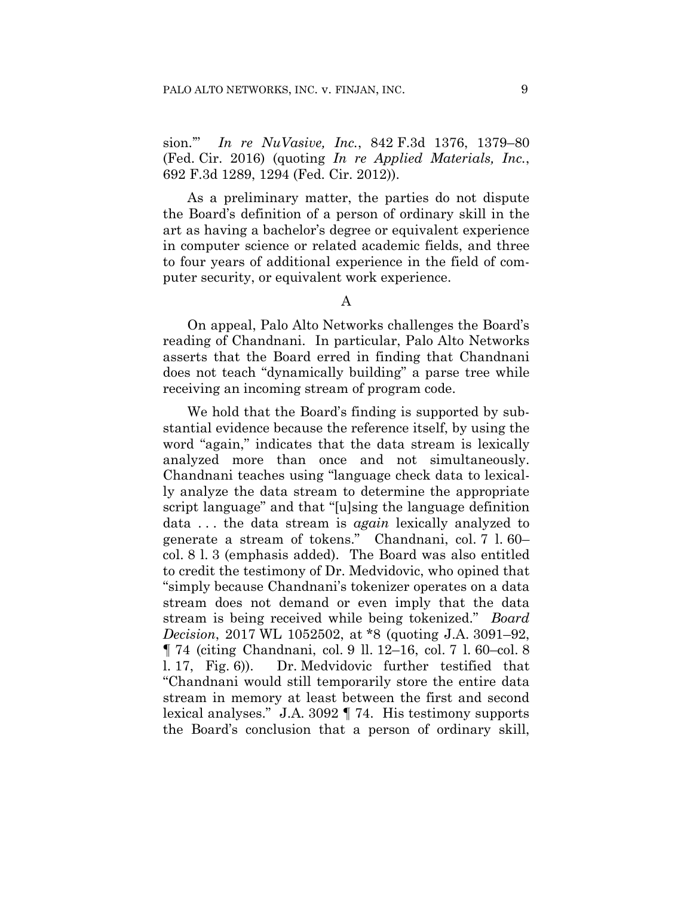sion.'" *In re NuVasive, Inc.*, 842 F.3d 1376, 1379–80 (Fed. Cir. 2016) (quoting *In re Applied Materials, Inc.*, 692 F.3d 1289, 1294 (Fed. Cir. 2012)).

As a preliminary matter, the parties do not dispute the Board's definition of a person of ordinary skill in the art as having a bachelor's degree or equivalent experience in computer science or related academic fields, and three to four years of additional experience in the field of computer security, or equivalent work experience.

A

On appeal, Palo Alto Networks challenges the Board's reading of Chandnani. In particular, Palo Alto Networks asserts that the Board erred in finding that Chandnani does not teach "dynamically building" a parse tree while receiving an incoming stream of program code.

We hold that the Board's finding is supported by substantial evidence because the reference itself, by using the word "again," indicates that the data stream is lexically analyzed more than once and not simultaneously. Chandnani teaches using "language check data to lexically analyze the data stream to determine the appropriate script language" and that "[u]sing the language definition data . . . the data stream is *again* lexically analyzed to generate a stream of tokens." Chandnani, col. 7 l. 60–col. 8 l. 3 (emphasis added). The Board was also entitled to credit the testimony of Dr. Medvidovic, who opined that "simply because Chandnani's tokenizer operates on a data stream does not demand or even imply that the data stream is being received while being tokenized." *Board Decision*, 2017 WL 1052502, at *8 (quoting J.A. 3091–92, ¶ 74 (citing Chandnani, col. 9 ll. 12–16, col. 7 l. 60–col. 8 l. 17, Fig. 6)). Dr. Medvidovic further testified that "Chandnani would still temporarily store the entire data stream in memory at least between the first and second lexical analyses." J.A. 3092 ¶ 74. His testimony supports the Board's conclusion that a person of ordinary skill,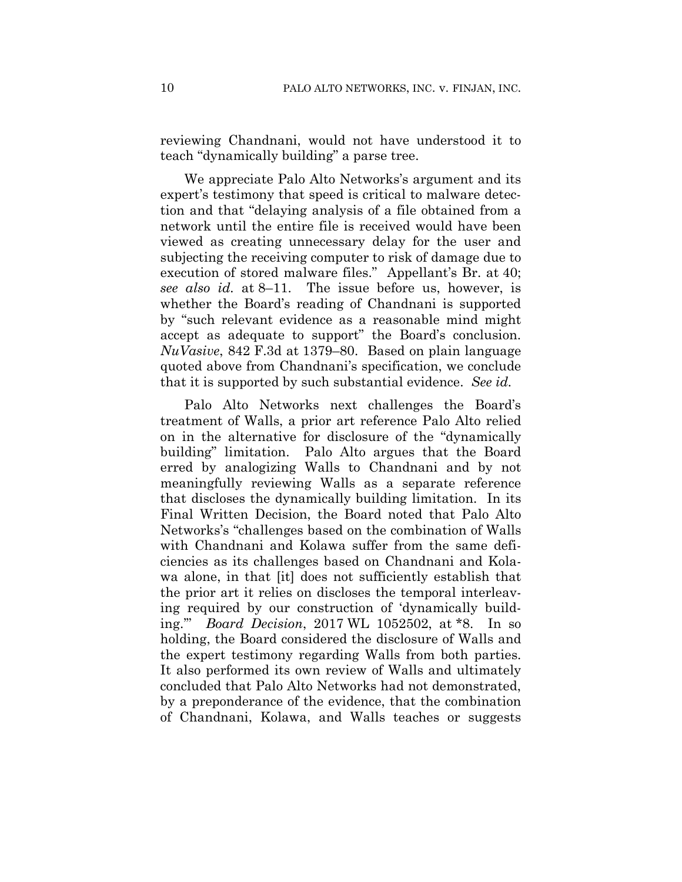reviewing Chandnani, would not have understood it to teach "dynamically building" a parse tree.

We appreciate Palo Alto Networks's argument and its expert's testimony that speed is critical to malware detection and that "delaying analysis of a file obtained from a network until the entire file is received would have been viewed as creating unnecessary delay for the user and subjecting the receiving computer to risk of damage due to execution of stored malware files." Appellant's Br. at 40; *see also id.* at 8–11. The issue before us, however, is whether the Board's reading of Chandnani is supported by "such relevant evidence as a reasonable mind might accept as adequate to support" the Board's conclusion. *NuVasive*, 842 F.3d at 1379–80. Based on plain language quoted above from Chandnani's specification, we conclude that it is supported by such substantial evidence. *See id.*

Palo Alto Networks next challenges the Board's treatment of Walls, a prior art reference Palo Alto relied on in the alternative for disclosure of the "dynamically building" limitation. Palo Alto argues that the Board erred by analogizing Walls to Chandnani and by not meaningfully reviewing Walls as a separate reference that discloses the dynamically building limitation. In its Final Written Decision, the Board noted that Palo Alto Networks's "challenges based on the combination of Walls with Chandnani and Kolawa suffer from the same deficiencies as its challenges based on Chandnani and Kolawa alone, in that [it] does not sufficiently establish that the prior art it relies on discloses the temporal interleaving required by our construction of 'dynamically building.'" *Board Decision*, 2017 WL 1052502, at *8. In so holding, the Board considered the disclosure of Walls and the expert testimony regarding Walls from both parties. It also performed its own review of Walls and ultimately concluded that Palo Alto Networks had not demonstrated, by a preponderance of the evidence, that the combination of Chandnani, Kolawa, and Walls teaches or suggests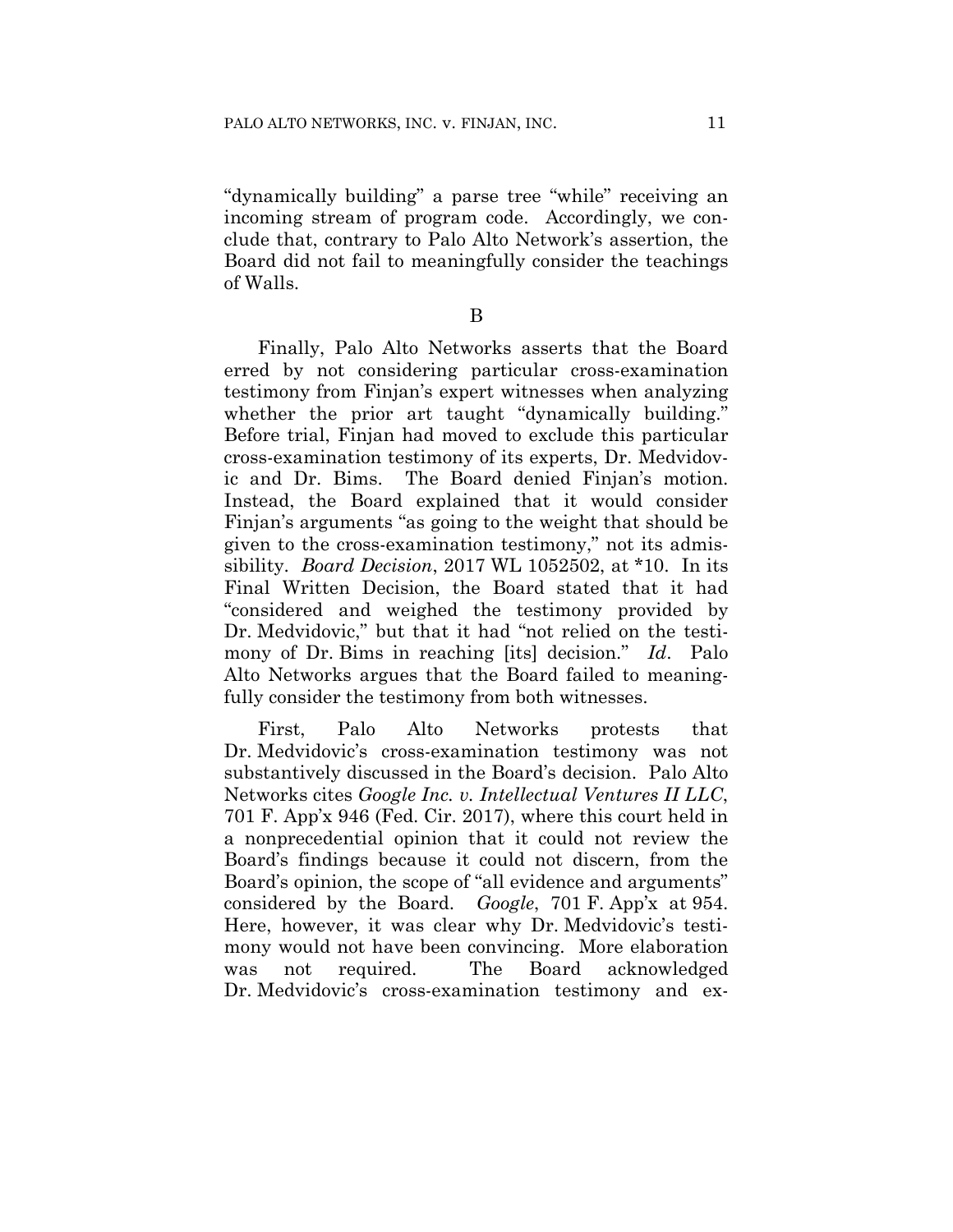"dynamically building" a parse tree "while" receiving an incoming stream of program code. Accordingly, we conclude that, contrary to Palo Alto Network's assertion, the Board did not fail to meaningfully consider the teachings of Walls.

B

Finally, Palo Alto Networks asserts that the Board erred by not considering particular cross-examination testimony from Finjan's expert witnesses when analyzing whether the prior art taught "dynamically building." Before trial, Finjan had moved to exclude this particular cross-examination testimony of its experts, Dr. Medvidovic and Dr. Bims. The Board denied Finjan's motion. Instead, the Board explained that it would consider Finjan's arguments "as going to the weight that should be given to the cross-examination testimony," not its admissibility. *Board Decision*, 2017 WL 1052502, at *10. In its Final Written Decision, the Board stated that it had "considered and weighed the testimony provided by Dr. Medvidovic," but that it had "not relied on the testimony of Dr. Bims in reaching [its] decision." *Id*. Palo Alto Networks argues that the Board failed to meaningfully consider the testimony from both witnesses.

First, Palo Alto Networks protests that Dr. Medvidovic's cross-examination testimony was not substantively discussed in the Board's decision. Palo Alto Networks cites *Google Inc. v. Intellectual Ventures II LLC*, 701 F. App'x 946 (Fed. Cir. 2017), where this court held in a nonprecedential opinion that it could not review the Board's findings because it could not discern, from the Board's opinion, the scope of "all evidence and arguments" considered by the Board. *Google*, 701 F. App'x at 954. Here, however, it was clear why Dr. Medvidovic's testimony would not have been convincing. More elaboration was not required. The Board acknowledged Dr. Medvidovic's cross-examination testimony and ex-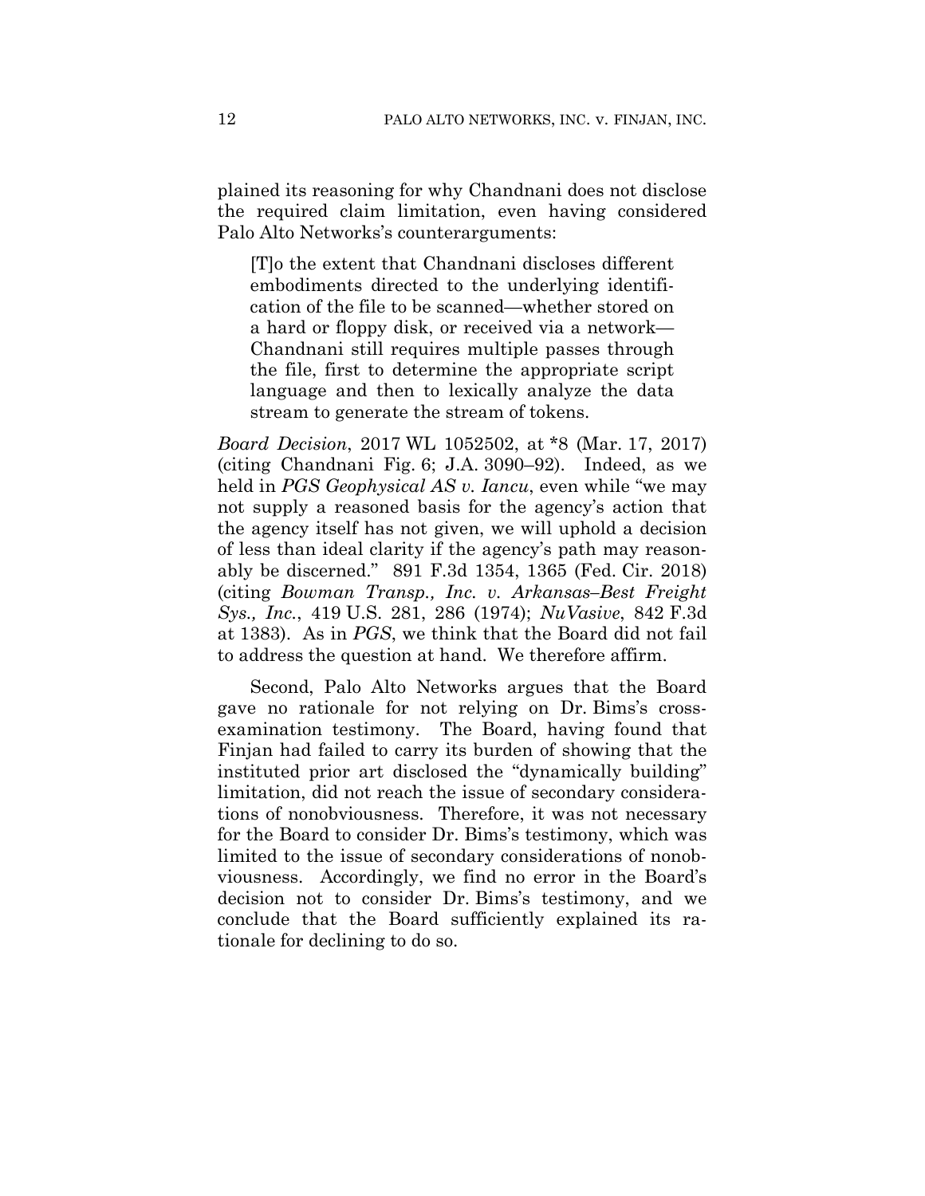plained its reasoning for why Chandnani does not disclose the required claim limitation, even having considered Palo Alto Networks's counterarguments:

> [T]o the extent that Chandnani discloses different embodiments directed to the underlying identification of the file to be scanned—whether stored on a hard or floppy disk, or received via a network—Chandnani still requires multiple passes through the file, first to determine the appropriate script language and then to lexically analyze the data stream to generate the stream of tokens.

*Board Decision*, 2017 WL 1052502, at *8 (Mar. 17, 2017) (citing Chandnani Fig. 6; J.A. 3090–92). Indeed, as we held in *PGS Geophysical AS v. Iancu*, even while "we may not supply a reasoned basis for the agency's action that the agency itself has not given, we will uphold a decision of less than ideal clarity if the agency's path may reasonably be discerned." 891 F.3d 1354, 1365 (Fed. Cir. 2018) (citing *Bowman Transp., Inc. v. Arkansas–Best Freight Sys., Inc.*, 419 U.S. 281, 286 (1974); *NuVasive*, 842 F.3d at 1383). As in *PGS*, we think that the Board did not fail to address the question at hand. We therefore affirm.

Second, Palo Alto Networks argues that the Board gave no rationale for not relying on Dr. Bims's cross-examination testimony. The Board, having found that Finjan had failed to carry its burden of showing that the instituted prior art disclosed the "dynamically building" limitation, did not reach the issue of secondary considerations of nonobviousness. Therefore, it was not necessary for the Board to consider Dr. Bims's testimony, which was limited to the issue of secondary considerations of nonobviousness. Accordingly, we find no error in the Board's decision not to consider Dr. Bims's testimony, and we conclude that the Board sufficiently explained its rationale for declining to do so.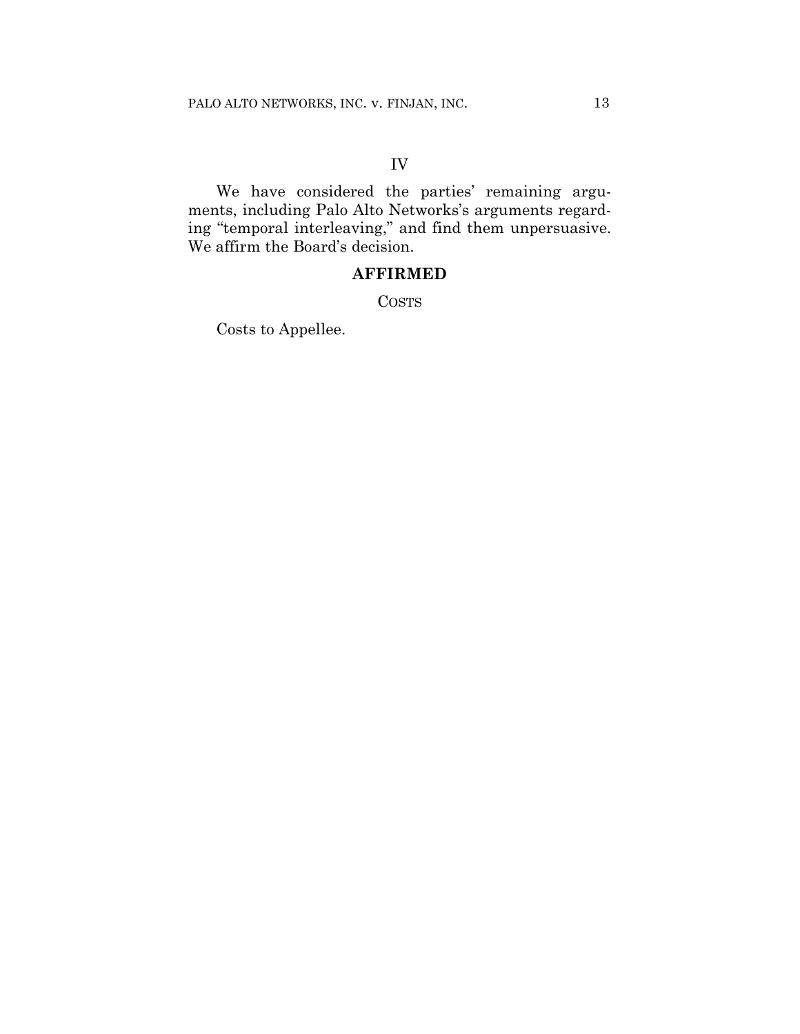## IV

We have considered the parties' remaining arguments, including Palo Alto Networks's arguments regarding "temporal interleaving," and find them unpersuasive. We affirm the Board's decision.

**AFFIRMED**

COSTS

Costs to Appellee.